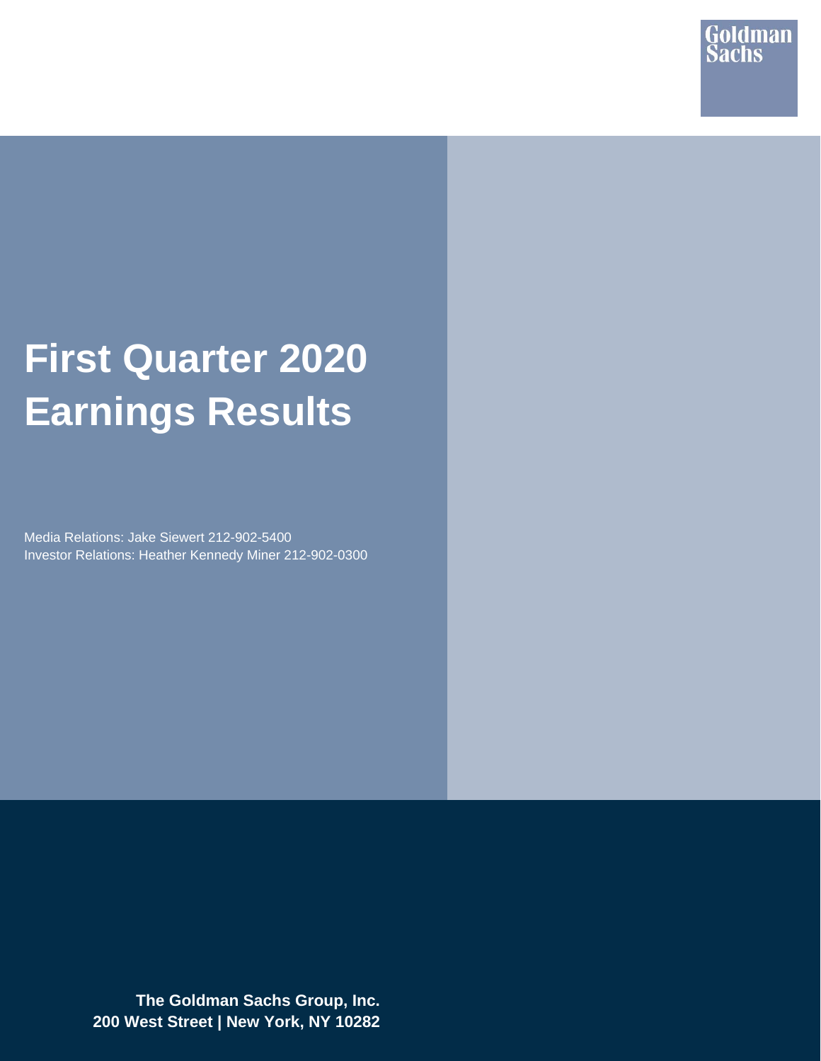Goldman Sachs

# First Quarter 2020 Earnings Results

Media Relations: Jake Siewert 212-902-5400
Investor Relations: Heather Kennedy Miner 212-902-0300

**The Goldman Sachs Group, Inc.**
**200 West Street | New York, NY 10282**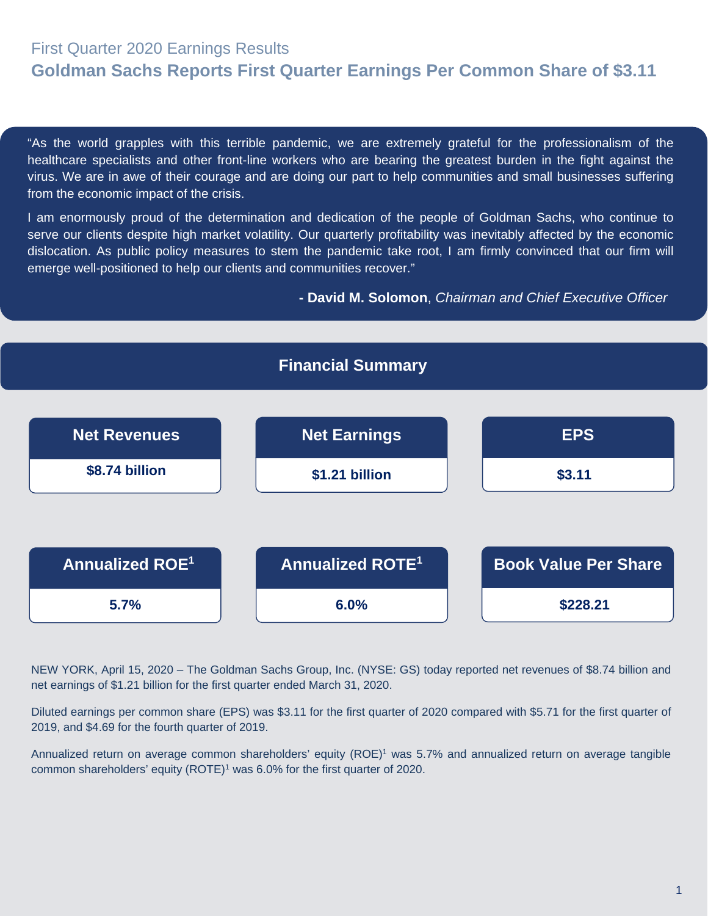First Quarter 2020 Earnings Results

# Goldman Sachs Reports First Quarter Earnings Per Common Share of $3.11

"As the world grapples with this terrible pandemic, we are extremely grateful for the professionalism of the healthcare specialists and other front-line workers who are bearing the greatest burden in the fight against the virus. We are in awe of their courage and are doing our part to help communities and small businesses suffering from the economic impact of the crisis.

I am enormously proud of the determination and dedication of the people of Goldman Sachs, who continue to serve our clients despite high market volatility. Our quarterly profitability was inevitably affected by the economic dislocation. As public policy measures to stem the pandemic take root, I am firmly convinced that our firm will emerge well-positioned to help our clients and communities recover."

**- David M. Solomon**, *Chairman and Chief Executive Officer*

## Financial Summary

| Net Revenues | Net Earnings | EPS |
|---|---|---|
| **$8.74 billion** | **$1.21 billion** | **$3.11** |

| Annualized ROE[1] | Annualized ROTE[1] | Book Value Per Share |
|---|---|---|
| **5.7%** | **6.0%** | **$228.21** |

NEW YORK, April 15, 2020 – The Goldman Sachs Group, Inc. (NYSE: GS) today reported net revenues of $8.74 billion and net earnings of $1.21 billion for the first quarter ended March 31, 2020.

Diluted earnings per common share (EPS) was $3.11 for the first quarter of 2020 compared with $5.71 for the first quarter of 2019, and $4.69 for the fourth quarter of 2019.

Annualized return on average common shareholders' equity (ROE)[1] was 5.7% and annualized return on average tangible common shareholders' equity (ROTE)[1] was 6.0% for the first quarter of 2020.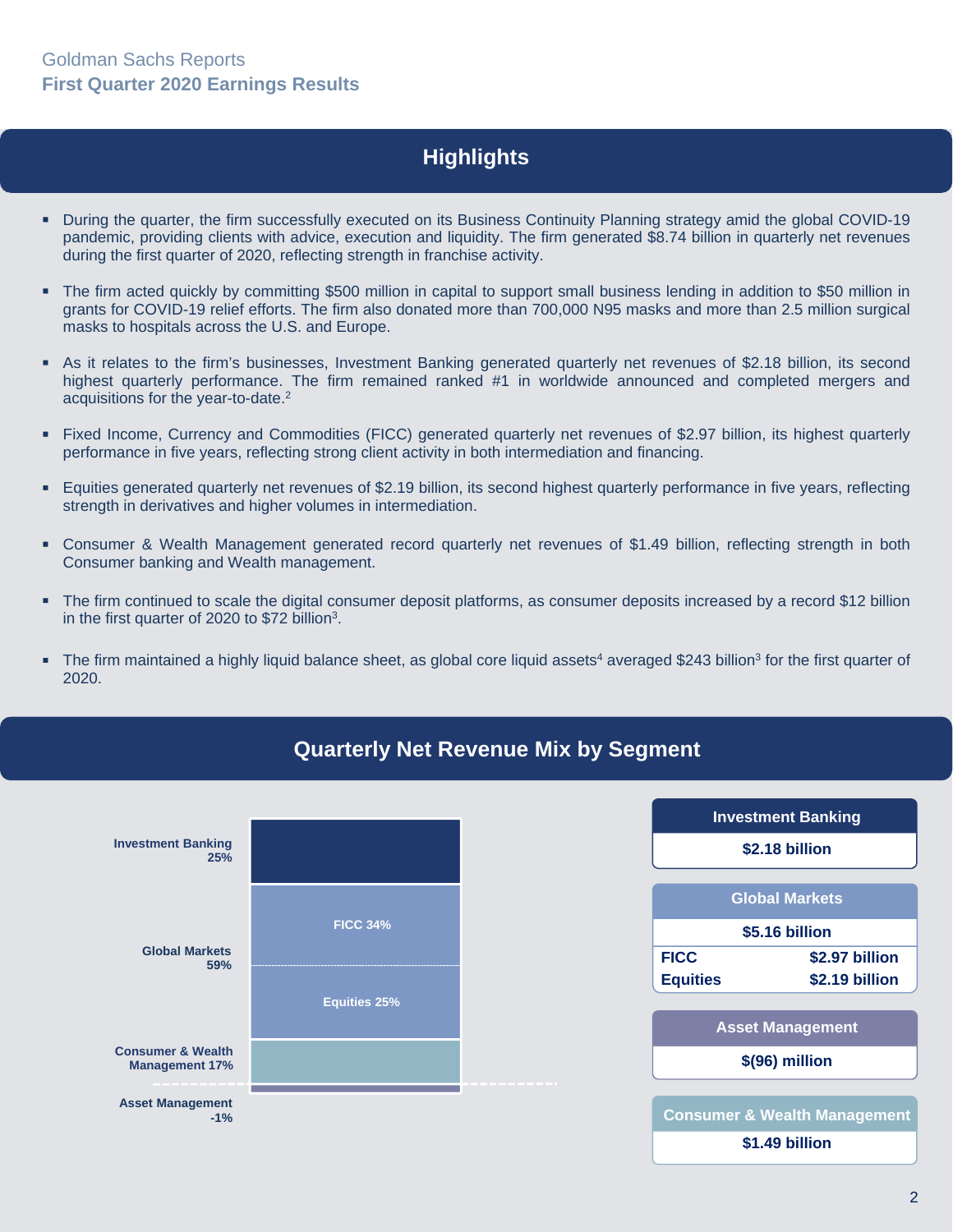Goldman Sachs Reports
**First Quarter 2020 Earnings Results**

## Highlights

- During the quarter, the firm successfully executed on its Business Continuity Planning strategy amid the global COVID-19 pandemic, providing clients with advice, execution and liquidity. The firm generated $8.74 billion in quarterly net revenues during the first quarter of 2020, reflecting strength in franchise activity.
- The firm acted quickly by committing $500 million in capital to support small business lending in addition to $50 million in grants for COVID-19 relief efforts. The firm also donated more than 700,000 N95 masks and more than 2.5 million surgical masks to hospitals across the U.S. and Europe.
- As it relates to the firm's businesses, Investment Banking generated quarterly net revenues of $2.18 billion, its second highest quarterly performance. The firm remained ranked #1 in worldwide announced and completed mergers and acquisitions for the year-to-date.[2]
- Fixed Income, Currency and Commodities (FICC) generated quarterly net revenues of $2.97 billion, its highest quarterly performance in five years, reflecting strong client activity in both intermediation and financing.
- Equities generated quarterly net revenues of $2.19 billion, its second highest quarterly performance in five years, reflecting strength in derivatives and higher volumes in intermediation.
- Consumer & Wealth Management generated record quarterly net revenues of $1.49 billion, reflecting strength in both Consumer banking and Wealth management.
- The firm continued to scale the digital consumer deposit platforms, as consumer deposits increased by a record $12 billion in the first quarter of 2020 to $72 billion[3].
- The firm maintained a highly liquid balance sheet, as global core liquid assets[4] averaged $243 billion[3] for the first quarter of 2020.

## Quarterly Net Revenue Mix by Segment

| Segment | Mix |
|---|---|
| Investment Banking | 25% |
| Global Markets | 59% |
| FICC | 34% |
| Equities | 25% |
| Consumer & Wealth Management | 17% |
| Asset Management | -1% |

| Segment | Net Revenues |
|---|---|
| **Investment Banking** | **$2.18 billion** |
| **Global Markets** | **$5.16 billion** |
| FICC | $2.97 billion |
| Equities | $2.19 billion |
| **Asset Management** | **$(96) million** |
| **Consumer & Wealth Management** | **$1.49 billion** |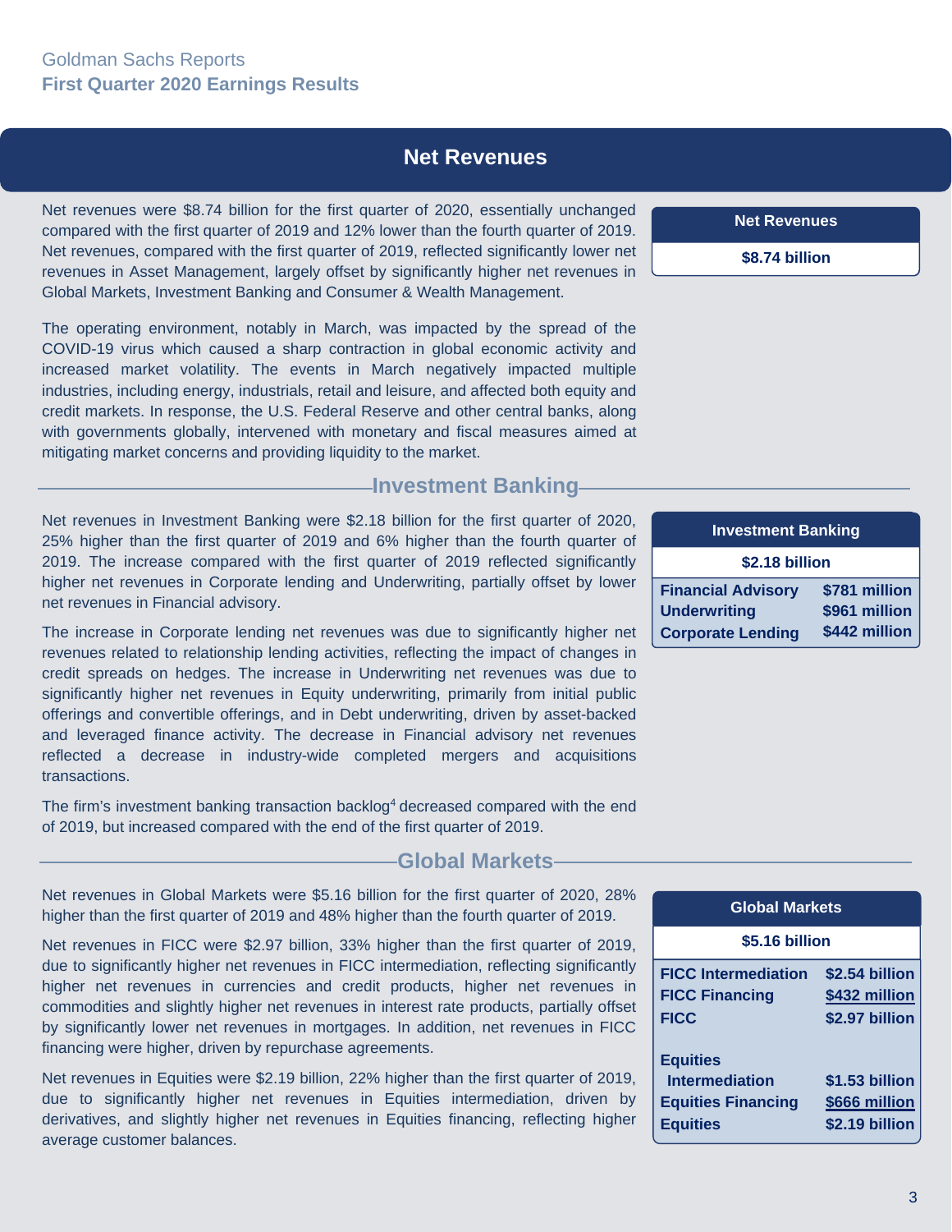## Net Revenues

Net revenues were $8.74 billion for the first quarter of 2020, essentially unchanged compared with the first quarter of 2019 and 12% lower than the fourth quarter of 2019. Net revenues, compared with the first quarter of 2019, reflected significantly lower net revenues in Asset Management, largely offset by significantly higher net revenues in Global Markets, Investment Banking and Consumer & Wealth Management.

| Net Revenues |
| --- |
| $8.74 billion |

The operating environment, notably in March, was impacted by the spread of the COVID-19 virus which caused a sharp contraction in global economic activity and increased market volatility. The events in March negatively impacted multiple industries, including energy, industrials, retail and leisure, and affected both equity and credit markets. In response, the U.S. Federal Reserve and other central banks, along with governments globally, intervened with monetary and fiscal measures aimed at mitigating market concerns and providing liquidity to the market.

### Investment Banking

Net revenues in Investment Banking were $2.18 billion for the first quarter of 2020, 25% higher than the first quarter of 2019 and 6% higher than the fourth quarter of 2019. The increase compared with the first quarter of 2019 reflected significantly higher net revenues in Corporate lending and Underwriting, partially offset by lower net revenues in Financial advisory.

| Investment Banking | |
| --- | --- |
| $2.18 billion | |
| Financial Advisory | $781 million |
| Underwriting | $961 million |
| Corporate Lending | $442 million |

The increase in Corporate lending net revenues was due to significantly higher net revenues related to relationship lending activities, reflecting the impact of changes in credit spreads on hedges. The increase in Underwriting net revenues was due to significantly higher net revenues in Equity underwriting, primarily from initial public offerings and convertible offerings, and in Debt underwriting, driven by asset-backed and leveraged finance activity. The decrease in Financial advisory net revenues reflected a decrease in industry-wide completed mergers and acquisitions transactions.

The firm's investment banking transaction backlog[4] decreased compared with the end of 2019, but increased compared with the end of the first quarter of 2019.

### Global Markets

Net revenues in Global Markets were $5.16 billion for the first quarter of 2020, 28% higher than the first quarter of 2019 and 48% higher than the fourth quarter of 2019.

Net revenues in FICC were $2.97 billion, 33% higher than the first quarter of 2019, due to significantly higher net revenues in FICC intermediation, reflecting significantly higher net revenues in currencies and credit products, higher net revenues in commodities and slightly higher net revenues in interest rate products, partially offset by significantly lower net revenues in mortgages. In addition, net revenues in FICC financing were higher, driven by repurchase agreements.

Net revenues in Equities were $2.19 billion, 22% higher than the first quarter of 2019, due to significantly higher net revenues in Equities intermediation, driven by derivatives, and slightly higher net revenues in Equities financing, reflecting higher average customer balances.

| Global Markets | |
| --- | --- |
| $5.16 billion | |
| FICC Intermediation | $2.54 billion |
| FICC Financing | $432 million |
| FICC | $2.97 billion |
| Equities Intermediation | $1.53 billion |
| Equities Financing | $666 million |
| Equities | $2.19 billion |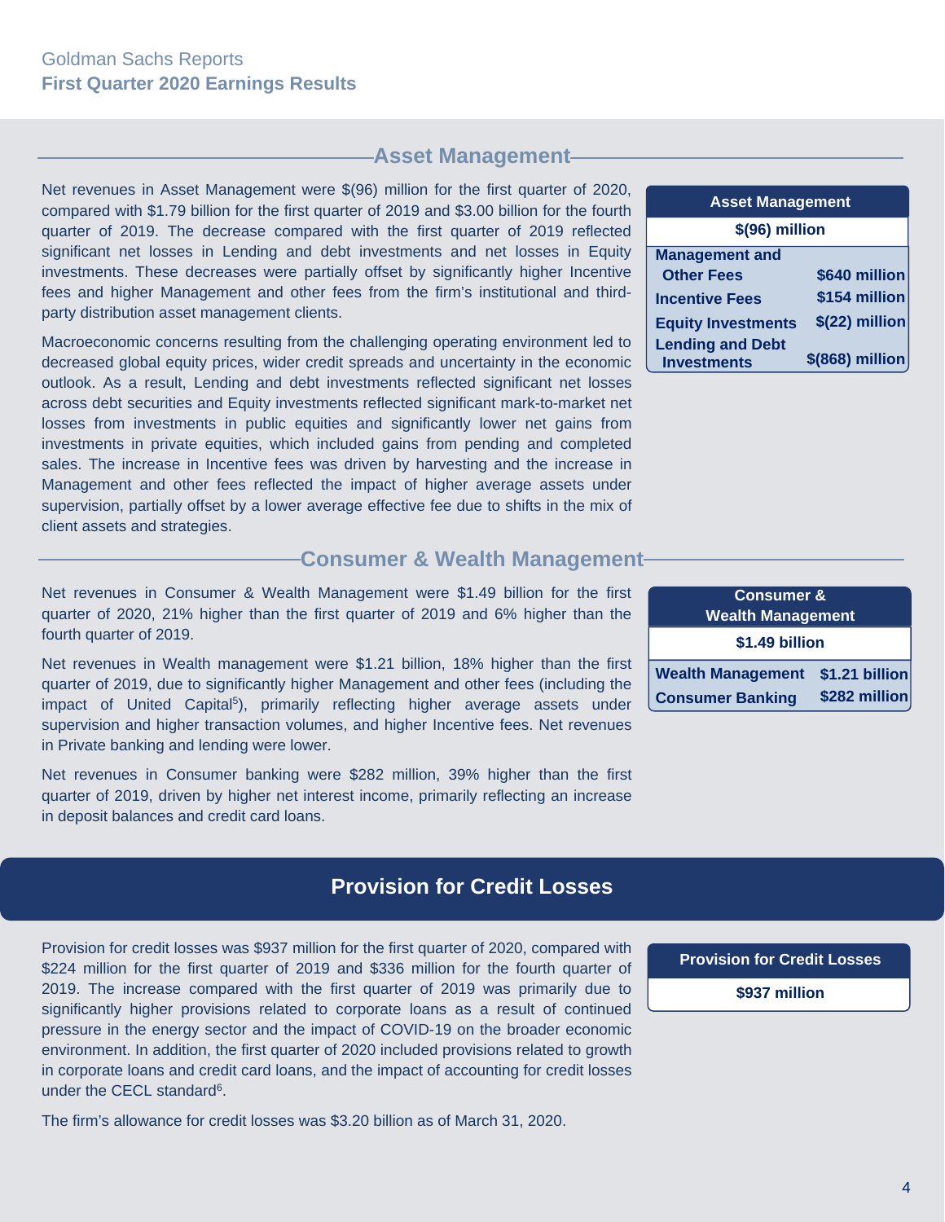## Asset Management

Net revenues in Asset Management were $(96) million for the first quarter of 2020, compared with $1.79 billion for the first quarter of 2019 and $3.00 billion for the fourth quarter of 2019. The decrease compared with the first quarter of 2019 reflected significant net losses in Lending and debt investments and net losses in Equity investments. These decreases were partially offset by significantly higher Incentive fees and higher Management and other fees from the firm's institutional and third-party distribution asset management clients.

Macroeconomic concerns resulting from the challenging operating environment led to decreased global equity prices, wider credit spreads and uncertainty in the economic outlook. As a result, Lending and debt investments reflected significant net losses across debt securities and Equity investments reflected significant mark-to-market net losses from investments in public equities and significantly lower net gains from investments in private equities, which included gains from pending and completed sales. The increase in Incentive fees was driven by harvesting and the increase in Management and other fees reflected the impact of higher average assets under supervision, partially offset by a lower average effective fee due to shifts in the mix of client assets and strategies.

| Asset Management | |
|---|---|
| $(96) million | |
| Management and Other Fees | $640 million |
| Incentive Fees | $154 million |
| Equity Investments | $(22) million |
| Lending and Debt Investments | $(868) million |

## Consumer & Wealth Management

Net revenues in Consumer & Wealth Management were $1.49 billion for the first quarter of 2020, 21% higher than the first quarter of 2019 and 6% higher than the fourth quarter of 2019.

Net revenues in Wealth management were $1.21 billion, 18% higher than the first quarter of 2019, due to significantly higher Management and other fees (including the impact of United Capital[5]), primarily reflecting higher average assets under supervision and higher transaction volumes, and higher Incentive fees. Net revenues in Private banking and lending were lower.

Net revenues in Consumer banking were $282 million, 39% higher than the first quarter of 2019, driven by higher net interest income, primarily reflecting an increase in deposit balances and credit card loans.

| Consumer & Wealth Management | |
|---|---|
| $1.49 billion | |
| Wealth Management | $1.21 billion |
| Consumer Banking | $282 million |

# Provision for Credit Losses

Provision for credit losses was $937 million for the first quarter of 2020, compared with $224 million for the first quarter of 2019 and $336 million for the fourth quarter of 2019. The increase compared with the first quarter of 2019 was primarily due to significantly higher provisions related to corporate loans as a result of continued pressure in the energy sector and the impact of COVID-19 on the broader economic environment. In addition, the first quarter of 2020 included provisions related to growth in corporate loans and credit card loans, and the impact of accounting for credit losses under the CECL standard[6].

The firm's allowance for credit losses was $3.20 billion as of March 31, 2020.

| Provision for Credit Losses |
|---|
| $937 million |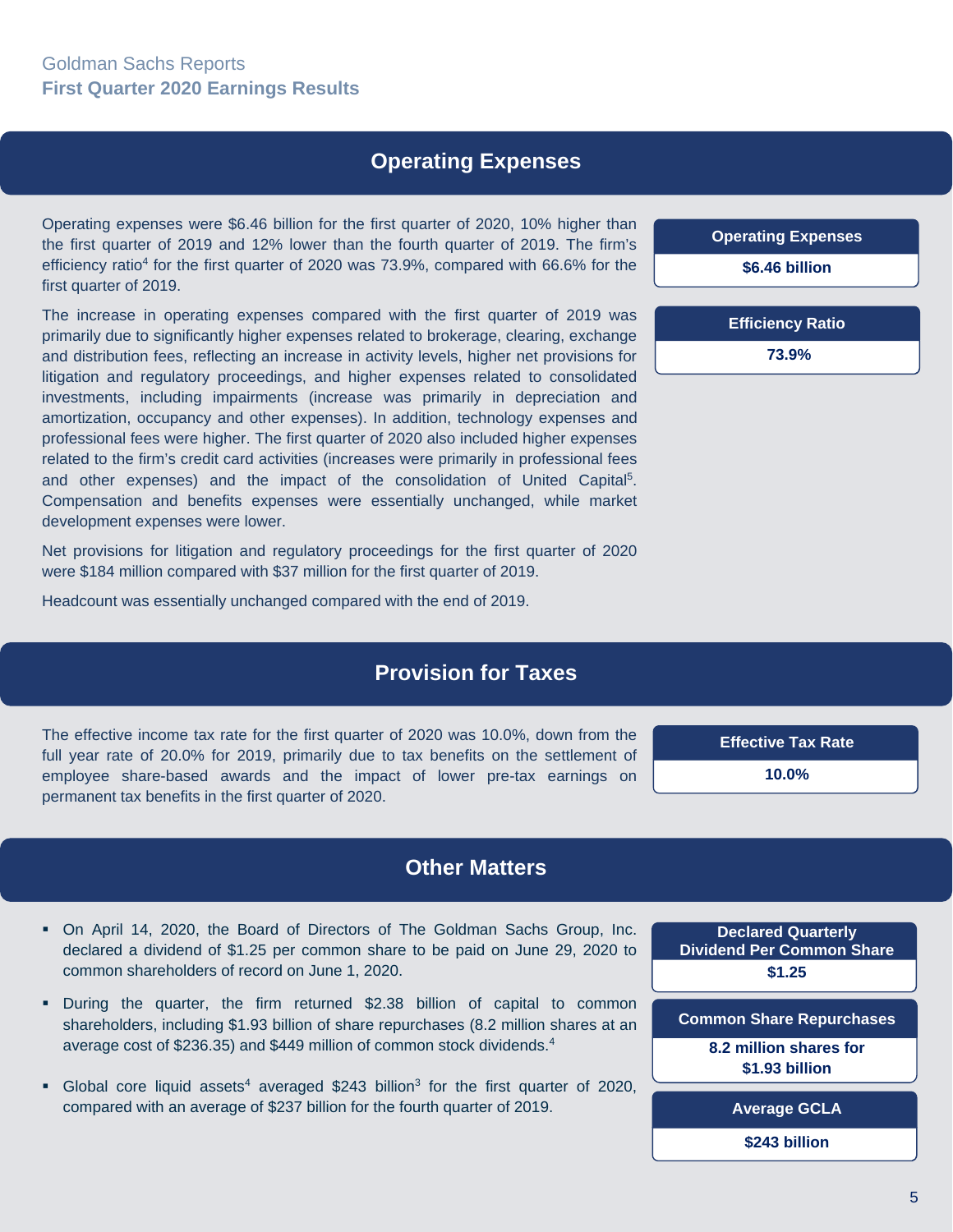## Operating Expenses

Operating expenses were $6.46 billion for the first quarter of 2020, 10% higher than the first quarter of 2019 and 12% lower than the fourth quarter of 2019. The firm's efficiency ratio[4] for the first quarter of 2020 was 73.9%, compared with 66.6% for the first quarter of 2019.

The increase in operating expenses compared with the first quarter of 2019 was primarily due to significantly higher expenses related to brokerage, clearing, exchange and distribution fees, reflecting an increase in activity levels, higher net provisions for litigation and regulatory proceedings, and higher expenses related to consolidated investments, including impairments (increase was primarily in depreciation and amortization, occupancy and other expenses). In addition, technology expenses and professional fees were higher. The first quarter of 2020 also included higher expenses related to the firm's credit card activities (increases were primarily in professional fees and other expenses) and the impact of the consolidation of United Capital[5]. Compensation and benefits expenses were essentially unchanged, while market development expenses were lower.

Net provisions for litigation and regulatory proceedings for the first quarter of 2020 were $184 million compared with $37 million for the first quarter of 2019.

Headcount was essentially unchanged compared with the end of 2019.

| Operating Expenses |
|---|
| $6.46 billion |

| Efficiency Ratio |
|---|
| 73.9% |

## Provision for Taxes

The effective income tax rate for the first quarter of 2020 was 10.0%, down from the full year rate of 20.0% for 2019, primarily due to tax benefits on the settlement of employee share-based awards and the impact of lower pre-tax earnings on permanent tax benefits in the first quarter of 2020.

| Effective Tax Rate |
|---|
| 10.0% |

## Other Matters

- On April 14, 2020, the Board of Directors of The Goldman Sachs Group, Inc. declared a dividend of $1.25 per common share to be paid on June 29, 2020 to common shareholders of record on June 1, 2020.
- During the quarter, the firm returned $2.38 billion of capital to common shareholders, including $1.93 billion of share repurchases (8.2 million shares at an average cost of $236.35) and $449 million of common stock dividends.[4]
- Global core liquid assets[4] averaged $243 billion[3] for the first quarter of 2020, compared with an average of $237 billion for the fourth quarter of 2019.

| Declared Quarterly Dividend Per Common Share |
|---|
| $1.25 |

| Common Share Repurchases |
|---|
| 8.2 million shares for $1.93 billion |

| Average GCLA |
|---|
| $243 billion |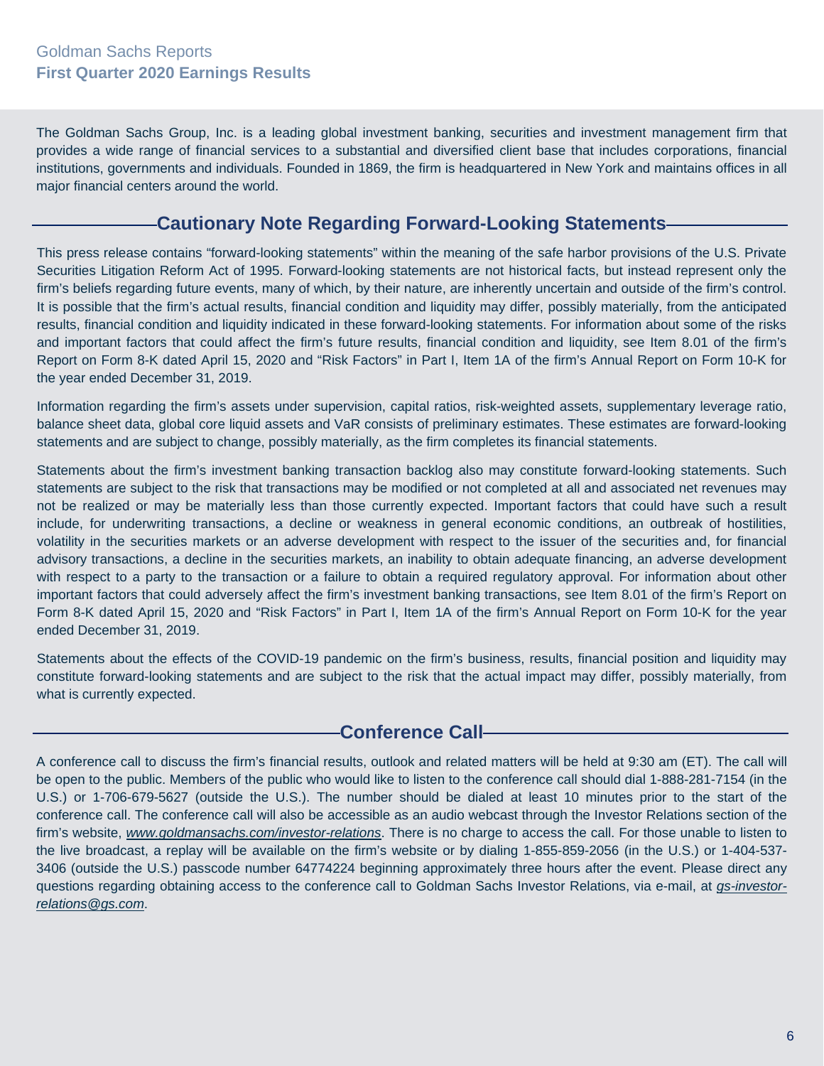The Goldman Sachs Group, Inc. is a leading global investment banking, securities and investment management firm that provides a wide range of financial services to a substantial and diversified client base that includes corporations, financial institutions, governments and individuals. Founded in 1869, the firm is headquartered in New York and maintains offices in all major financial centers around the world.

## Cautionary Note Regarding Forward-Looking Statements

This press release contains "forward-looking statements" within the meaning of the safe harbor provisions of the U.S. Private Securities Litigation Reform Act of 1995. Forward-looking statements are not historical facts, but instead represent only the firm's beliefs regarding future events, many of which, by their nature, are inherently uncertain and outside of the firm's control. It is possible that the firm's actual results, financial condition and liquidity may differ, possibly materially, from the anticipated results, financial condition and liquidity indicated in these forward-looking statements. For information about some of the risks and important factors that could affect the firm's future results, financial condition and liquidity, see Item 8.01 of the firm's Report on Form 8-K dated April 15, 2020 and "Risk Factors" in Part I, Item 1A of the firm's Annual Report on Form 10-K for the year ended December 31, 2019.

Information regarding the firm's assets under supervision, capital ratios, risk-weighted assets, supplementary leverage ratio, balance sheet data, global core liquid assets and VaR consists of preliminary estimates. These estimates are forward-looking statements and are subject to change, possibly materially, as the firm completes its financial statements.

Statements about the firm's investment banking transaction backlog also may constitute forward-looking statements. Such statements are subject to the risk that transactions may be modified or not completed at all and associated net revenues may not be realized or may be materially less than those currently expected. Important factors that could have such a result include, for underwriting transactions, a decline or weakness in general economic conditions, an outbreak of hostilities, volatility in the securities markets or an adverse development with respect to the issuer of the securities and, for financial advisory transactions, a decline in the securities markets, an inability to obtain adequate financing, an adverse development with respect to a party to the transaction or a failure to obtain a required regulatory approval. For information about other important factors that could adversely affect the firm's investment banking transactions, see Item 8.01 of the firm's Report on Form 8-K dated April 15, 2020 and "Risk Factors" in Part I, Item 1A of the firm's Annual Report on Form 10-K for the year ended December 31, 2019.

Statements about the effects of the COVID-19 pandemic on the firm's business, results, financial position and liquidity may constitute forward-looking statements and are subject to the risk that the actual impact may differ, possibly materially, from what is currently expected.

## Conference Call

A conference call to discuss the firm's financial results, outlook and related matters will be held at 9:30 am (ET). The call will be open to the public. Members of the public who would like to listen to the conference call should dial 1-888-281-7154 (in the U.S.) or 1-706-679-5627 (outside the U.S.). The number should be dialed at least 10 minutes prior to the start of the conference call. The conference call will also be accessible as an audio webcast through the Investor Relations section of the firm's website, *www.goldmansachs.com/investor-relations*. There is no charge to access the call. For those unable to listen to the live broadcast, a replay will be available on the firm's website or by dialing 1-855-859-2056 (in the U.S.) or 1-404-537-3406 (outside the U.S.) passcode number 64774224 beginning approximately three hours after the event. Please direct any questions regarding obtaining access to the conference call to Goldman Sachs Investor Relations, via e-mail, at *gs-investor-relations@gs.com*.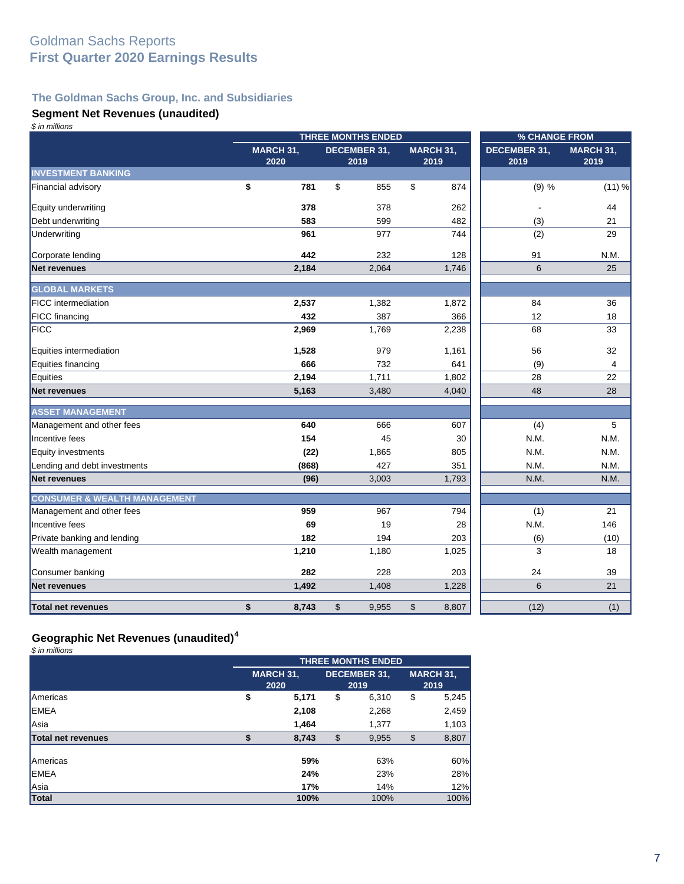# Goldman Sachs Reports
## First Quarter 2020 Earnings Results

### The Goldman Sachs Group, Inc. and Subsidiaries

### Segment Net Revenues (unaudited)

*$ in millions*

| | THREE MONTHS ENDED | | | % CHANGE FROM | |
|---|---|---|---|---|---|
| | MARCH 31, 2020 | DECEMBER 31, 2019 | MARCH 31, 2019 | DECEMBER 31, 2019 | MARCH 31, 2019 |
| **INVESTMENT BANKING** | | | | | |
| Financial advisory | **$ 781** | $ 855 | $ 874 | (9) % | (11) % |
| Equity underwriting | **378** | 378 | 262 | - | 44 |
| Debt underwriting | **583** | 599 | 482 | (3) | 21 |
| Underwriting | **961** | 977 | 744 | (2) | 29 |
| Corporate lending | **442** | 232 | 128 | 91 | N.M. |
| **Net revenues** | **2,184** | 2,064 | 1,746 | 6 | 25 |
| **GLOBAL MARKETS** | | | | | |
| FICC intermediation | **2,537** | 1,382 | 1,872 | 84 | 36 |
| FICC financing | **432** | 387 | 366 | 12 | 18 |
| FICC | **2,969** | 1,769 | 2,238 | 68 | 33 |
| Equities intermediation | **1,528** | 979 | 1,161 | 56 | 32 |
| Equities financing | **666** | 732 | 641 | (9) | 4 |
| Equities | **2,194** | 1,711 | 1,802 | 28 | 22 |
| **Net revenues** | **5,163** | 3,480 | 4,040 | 48 | 28 |
| **ASSET MANAGEMENT** | | | | | |
| Management and other fees | **640** | 666 | 607 | (4) | 5 |
| Incentive fees | **154** | 45 | 30 | N.M. | N.M. |
| Equity investments | **(22)** | 1,865 | 805 | N.M. | N.M. |
| Lending and debt investments | **(868)** | 427 | 351 | N.M. | N.M. |
| **Net revenues** | **(96)** | 3,003 | 1,793 | N.M. | N.M. |
| **CONSUMER & WEALTH MANAGEMENT** | | | | | |
| Management and other fees | **959** | 967 | 794 | (1) | 21 |
| Incentive fees | **69** | 19 | 28 | N.M. | 146 |
| Private banking and lending | **182** | 194 | 203 | (6) | (10) |
| Wealth management | **1,210** | 1,180 | 1,025 | 3 | 18 |
| Consumer banking | **282** | 228 | 203 | 24 | 39 |
| **Net revenues** | **1,492** | 1,408 | 1,228 | 6 | 21 |
| **Total net revenues** | **$ 8,743** | $ 9,955 | $ 8,807 | (12) | (1) |

### Geographic Net Revenues (unaudited)[4]

*$ in millions*

| | THREE MONTHS ENDED | | |
|---|---|---|---|
| | MARCH 31, 2020 | DECEMBER 31, 2019 | MARCH 31, 2019 |
| Americas | **$ 5,171** | $ 6,310 | $ 5,245 |
| EMEA | **2,108** | 2,268 | 2,459 |
| Asia | **1,464** | 1,377 | 1,103 |
| **Total net revenues** | **$ 8,743** | $ 9,955 | $ 8,807 |
| | | | |
| Americas | **59%** | 63% | 60% |
| EMEA | **24%** | 23% | 28% |
| Asia | **17%** | 14% | 12% |
| **Total** | **100%** | 100% | 100% |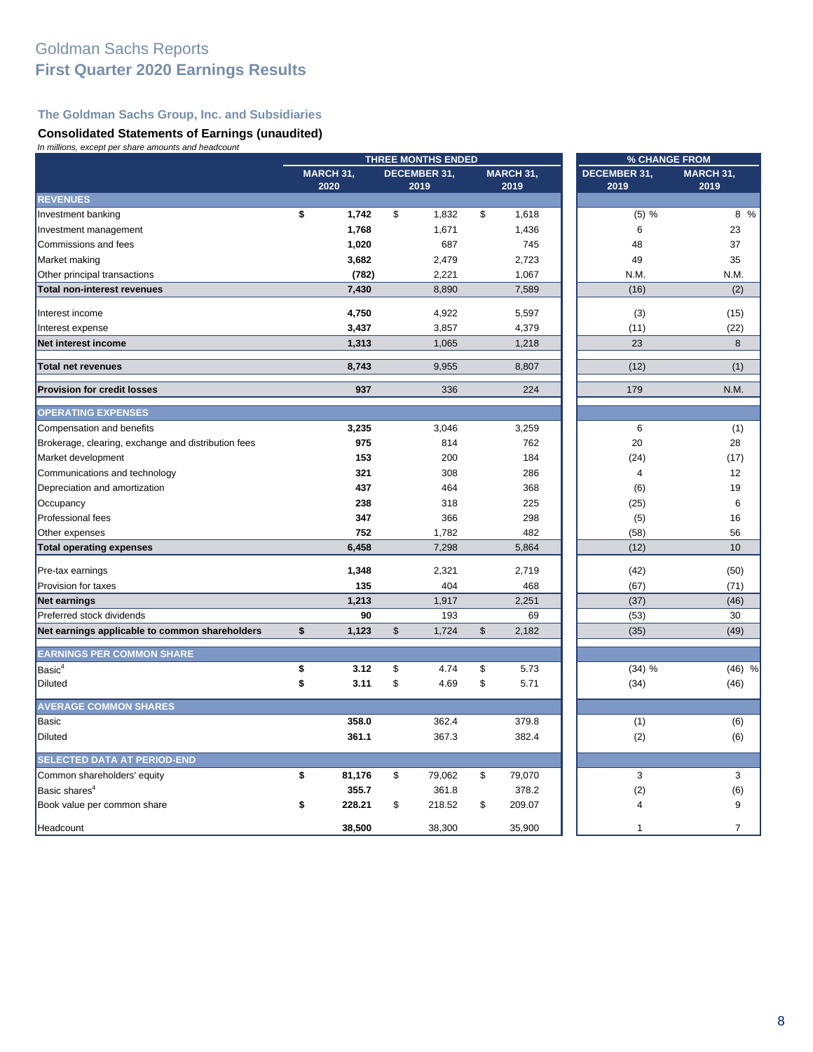# Goldman Sachs Reports
## First Quarter 2020 Earnings Results

### The Goldman Sachs Group, Inc. and Subsidiaries

### Consolidated Statements of Earnings (unaudited)

*In millions, except per share amounts and headcount*

| | THREE MONTHS ENDED | | | % CHANGE FROM | |
|---|---|---|---|---|---|
| | MARCH 31, 2020 | DECEMBER 31, 2019 | MARCH 31, 2019 | DECEMBER 31, 2019 | MARCH 31, 2019 |
| **REVENUES** | | | | | |
| Investment banking | **$ 1,742** | $ 1,832 | $ 1,618 | (5) % | 8 % |
| Investment management | **1,768** | 1,671 | 1,436 | 6 | 23 |
| Commissions and fees | **1,020** | 687 | 745 | 48 | 37 |
| Market making | **3,682** | 2,479 | 2,723 | 49 | 35 |
| Other principal transactions | **(782)** | 2,221 | 1,067 | N.M. | N.M. |
| **Total non-interest revenues** | **7,430** | 8,890 | 7,589 | (16) | (2) |
| Interest income | **4,750** | 4,922 | 5,597 | (3) | (15) |
| Interest expense | **3,437** | 3,857 | 4,379 | (11) | (22) |
| **Net interest income** | **1,313** | 1,065 | 1,218 | 23 | 8 |
| **Total net revenues** | **8,743** | 9,955 | 8,807 | (12) | (1) |
| **Provision for credit losses** | **937** | 336 | 224 | 179 | N.M. |
| **OPERATING EXPENSES** | | | | | |
| Compensation and benefits | **3,235** | 3,046 | 3,259 | 6 | (1) |
| Brokerage, clearing, exchange and distribution fees | **975** | 814 | 762 | 20 | 28 |
| Market development | **153** | 200 | 184 | (24) | (17) |
| Communications and technology | **321** | 308 | 286 | 4 | 12 |
| Depreciation and amortization | **437** | 464 | 368 | (6) | 19 |
| Occupancy | **238** | 318 | 225 | (25) | 6 |
| Professional fees | **347** | 366 | 298 | (5) | 16 |
| Other expenses | **752** | 1,782 | 482 | (58) | 56 |
| **Total operating expenses** | **6,458** | 7,298 | 5,864 | (12) | 10 |
| Pre-tax earnings | **1,348** | 2,321 | 2,719 | (42) | (50) |
| Provision for taxes | **135** | 404 | 468 | (67) | (71) |
| **Net earnings** | **1,213** | 1,917 | 2,251 | (37) | (46) |
| Preferred stock dividends | **90** | 193 | 69 | (53) | 30 |
| **Net earnings applicable to common shareholders** | **$ 1,123** | $ 1,724 | $ 2,182 | (35) | (49) |
| **EARNINGS PER COMMON SHARE** | | | | | |
| Basic[4] | **$ 3.12** | $ 4.74 | $ 5.73 | (34) % | (46) % |
| Diluted | **$ 3.11** | $ 4.69 | $ 5.71 | (34) | (46) |
| **AVERAGE COMMON SHARES** | | | | | |
| Basic | **358.0** | 362.4 | 379.8 | (1) | (6) |
| Diluted | **361.1** | 367.3 | 382.4 | (2) | (6) |
| **SELECTED DATA AT PERIOD-END** | | | | | |
| Common shareholders' equity | **$ 81,176** | $ 79,062 | $ 79,070 | 3 | 3 |
| Basic shares[4] | **355.7** | 361.8 | 378.2 | (2) | (6) |
| Book value per common share | **$ 228.21** | $ 218.52 | $ 209.07 | 4 | 9 |
| Headcount | **38,500** | 38,300 | 35,900 | 1 | 7 |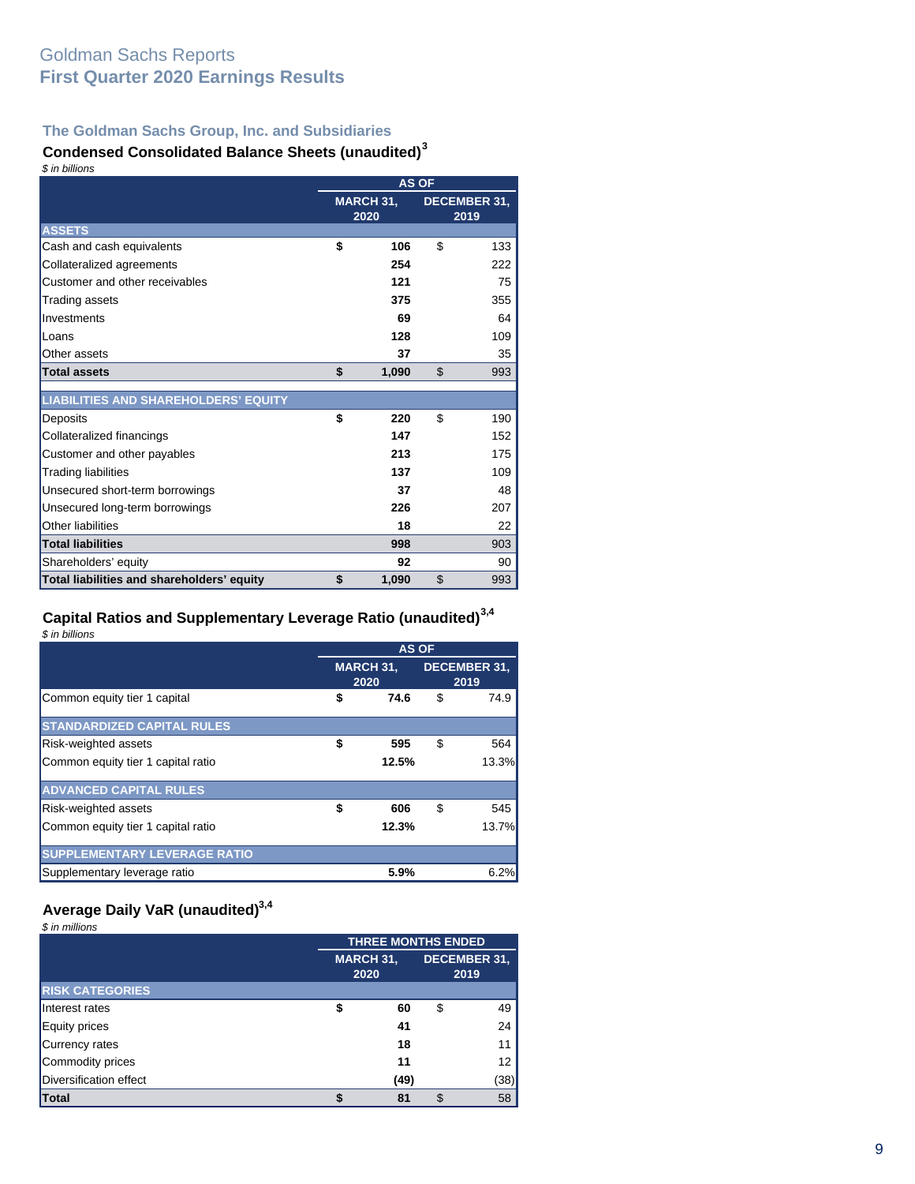# Goldman Sachs Reports
# First Quarter 2020 Earnings Results

## The Goldman Sachs Group, Inc. and Subsidiaries

### Condensed Consolidated Balance Sheets (unaudited)[3]

*$ in billions*

| | AS OF | |
|---|---|---|
| | MARCH 31, 2020 | DECEMBER 31, 2019 |
| **ASSETS** | | |
| Cash and cash equivalents | **$ 106** | $ 133 |
| Collateralized agreements | **254** | 222 |
| Customer and other receivables | **121** | 75 |
| Trading assets | **375** | 355 |
| Investments | **69** | 64 |
| Loans | **128** | 109 |
| Other assets | **37** | 35 |
| **Total assets** | **$ 1,090** | $ 993 |
| **LIABILITIES AND SHAREHOLDERS' EQUITY** | | |
| Deposits | **$ 220** | $ 190 |
| Collateralized financings | **147** | 152 |
| Customer and other payables | **213** | 175 |
| Trading liabilities | **137** | 109 |
| Unsecured short-term borrowings | **37** | 48 |
| Unsecured long-term borrowings | **226** | 207 |
| Other liabilities | **18** | 22 |
| **Total liabilities** | **998** | 903 |
| Shareholders' equity | **92** | 90 |
| **Total liabilities and shareholders' equity** | **$ 1,090** | $ 993 |

### Capital Ratios and Supplementary Leverage Ratio (unaudited)[3,4]

*$ in billions*

| | AS OF | |
|---|---|---|
| | MARCH 31, 2020 | DECEMBER 31, 2019 |
| Common equity tier 1 capital | **$ 74.6** | $ 74.9 |
| **STANDARDIZED CAPITAL RULES** | | |
| Risk-weighted assets | **$ 595** | $ 564 |
| Common equity tier 1 capital ratio | **12.5%** | 13.3% |
| **ADVANCED CAPITAL RULES** | | |
| Risk-weighted assets | **$ 606** | $ 545 |
| Common equity tier 1 capital ratio | **12.3%** | 13.7% |
| **SUPPLEMENTARY LEVERAGE RATIO** | | |
| Supplementary leverage ratio | **5.9%** | 6.2% |

### Average Daily VaR (unaudited)[3,4]

*$ in millions*

| | THREE MONTHS ENDED | |
|---|---|---|
| | MARCH 31, 2020 | DECEMBER 31, 2019 |
| **RISK CATEGORIES** | | |
| Interest rates | **$ 60** | $ 49 |
| Equity prices | **41** | 24 |
| Currency rates | **18** | 11 |
| Commodity prices | **11** | 12 |
| Diversification effect | **(49)** | (38) |
| **Total** | **$ 81** | $ 58 |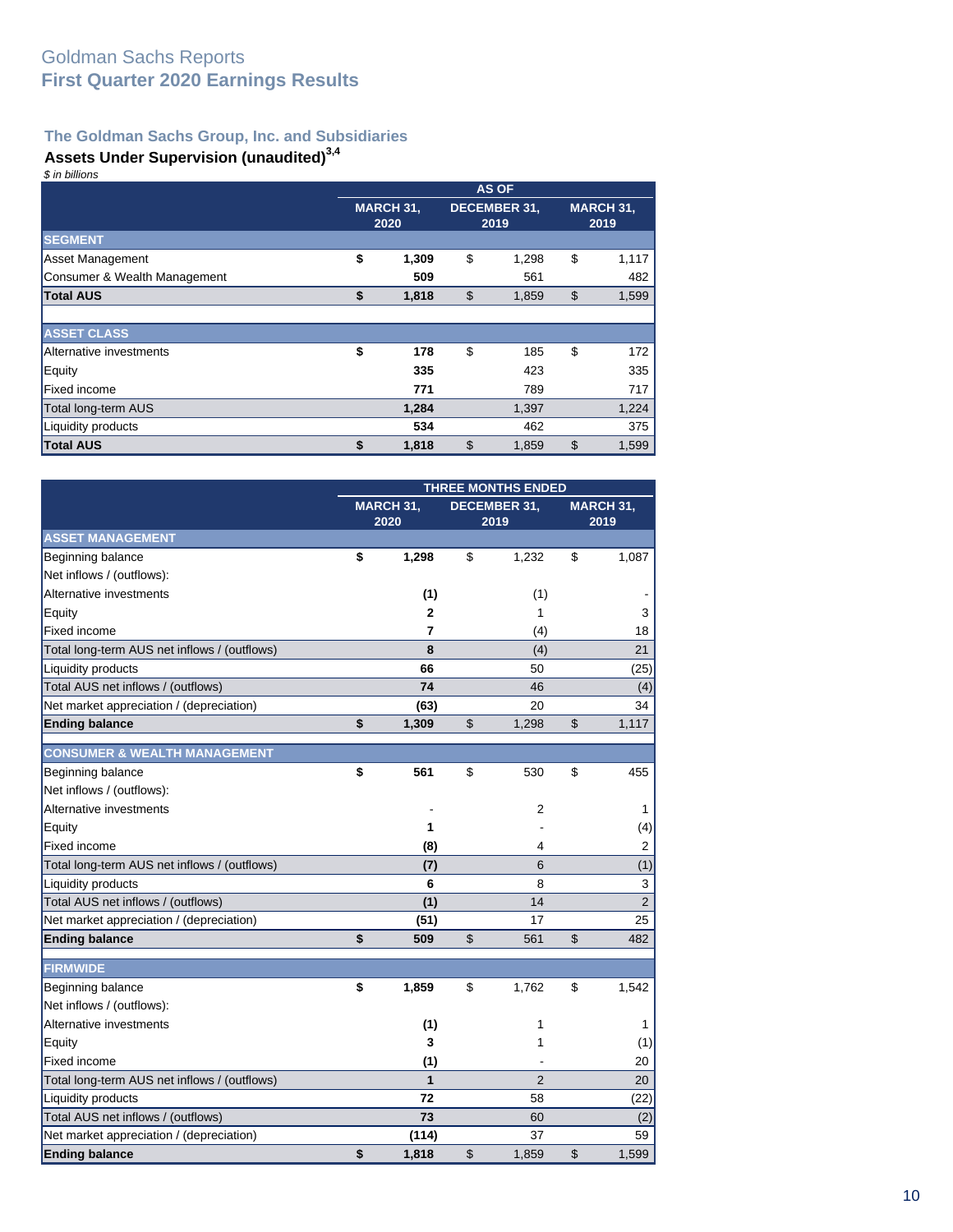# Goldman Sachs Reports
## First Quarter 2020 Earnings Results

### The Goldman Sachs Group, Inc. and Subsidiaries

**Assets Under Supervision (unaudited)**[3,4]

*$ in billions*

| | AS OF | | |
|---|---|---|---|
| | **MARCH 31, 2020** | **DECEMBER 31, 2019** | **MARCH 31, 2019** |
| **SEGMENT** | | | |
| Asset Management | **$ 1,309** | $ 1,298 | $ 1,117 |
| Consumer & Wealth Management | **509** | 561 | 482 |
| **Total AUS** | **$ 1,818** | $ 1,859 | $ 1,599 |
| **ASSET CLASS** | | | |
| Alternative investments | **$ 178** | $ 185 | $ 172 |
| Equity | **335** | 423 | 335 |
| Fixed income | **771** | 789 | 717 |
| Total long-term AUS | **1,284** | 1,397 | 1,224 |
| Liquidity products | **534** | 462 | 375 |
| **Total AUS** | **$ 1,818** | $ 1,859 | $ 1,599 |

| | THREE MONTHS ENDED | | |
|---|---|---|---|
| | **MARCH 31, 2020** | **DECEMBER 31, 2019** | **MARCH 31, 2019** |
| **ASSET MANAGEMENT** | | | |
| Beginning balance | **$ 1,298** | $ 1,232 | $ 1,087 |
| Net inflows / (outflows): | | | |
| Alternative investments | **(1)** | (1) | - |
| Equity | **2** | 1 | 3 |
| Fixed income | **7** | (4) | 18 |
| Total long-term AUS net inflows / (outflows) | **8** | (4) | 21 |
| Liquidity products | **66** | 50 | (25) |
| Total AUS net inflows / (outflows) | **74** | 46 | (4) |
| Net market appreciation / (depreciation) | **(63)** | 20 | 34 |
| **Ending balance** | **$ 1,309** | $ 1,298 | $ 1,117 |
| **CONSUMER & WEALTH MANAGEMENT** | | | |
| Beginning balance | **$ 561** | $ 530 | $ 455 |
| Net inflows / (outflows): | | | |
| Alternative investments | **-** | 2 | 1 |
| Equity | **1** | - | (4) |
| Fixed income | **(8)** | 4 | 2 |
| Total long-term AUS net inflows / (outflows) | **(7)** | 6 | (1) |
| Liquidity products | **6** | 8 | 3 |
| Total AUS net inflows / (outflows) | **(1)** | 14 | 2 |
| Net market appreciation / (depreciation) | **(51)** | 17 | 25 |
| **Ending balance** | **$ 509** | $ 561 | $ 482 |
| **FIRMWIDE** | | | |
| Beginning balance | **$ 1,859** | $ 1,762 | $ 1,542 |
| Net inflows / (outflows): | | | |
| Alternative investments | **(1)** | 1 | 1 |
| Equity | **3** | 1 | (1) |
| Fixed income | **(1)** | - | 20 |
| Total long-term AUS net inflows / (outflows) | **1** | 2 | 20 |
| Liquidity products | **72** | 58 | (22) |
| Total AUS net inflows / (outflows) | **73** | 60 | (2) |
| Net market appreciation / (depreciation) | **(114)** | 37 | 59 |
| **Ending balance** | **$ 1,818** | $ 1,859 | $ 1,599 |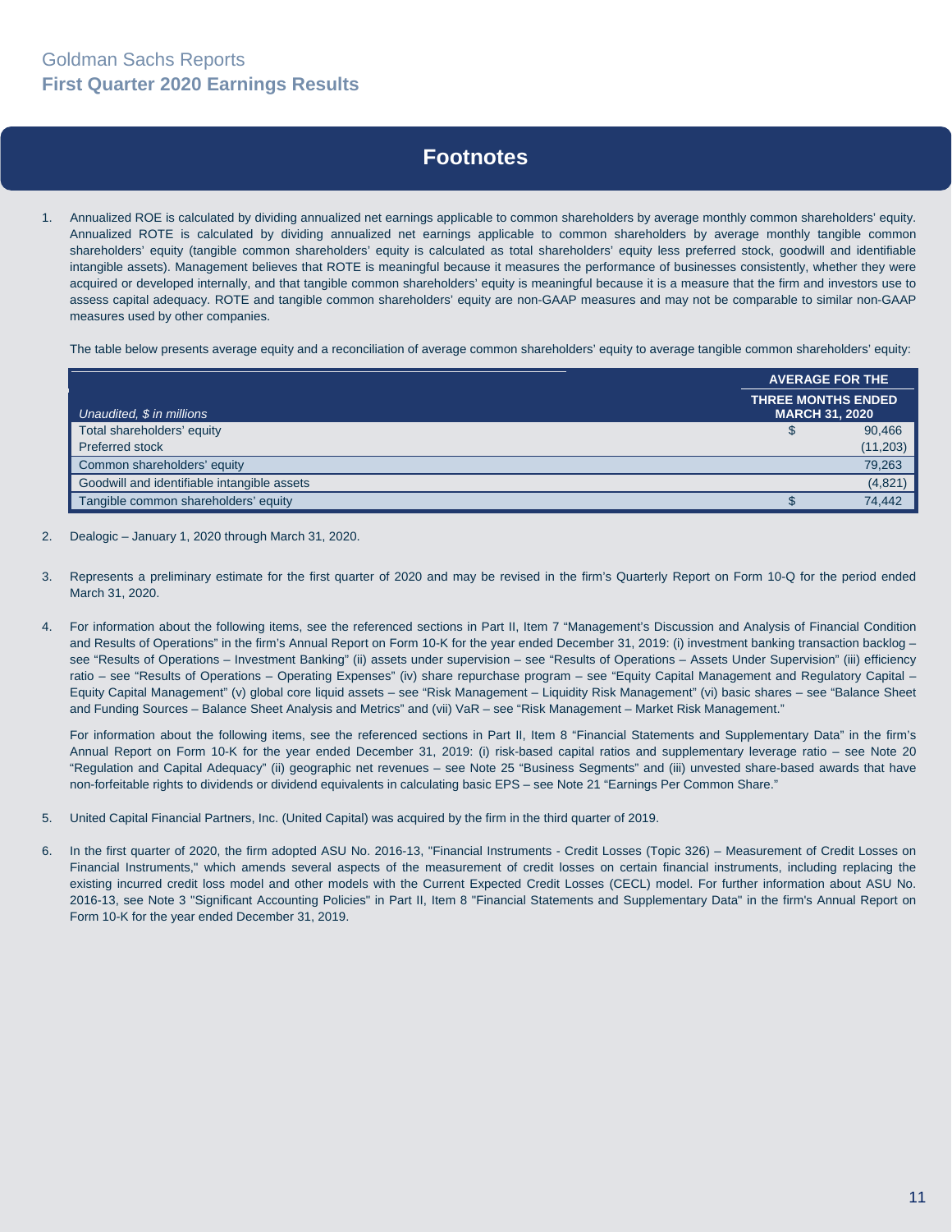## Footnotes

1. Annualized ROE is calculated by dividing annualized net earnings applicable to common shareholders by average monthly common shareholders' equity. Annualized ROTE is calculated by dividing annualized net earnings applicable to common shareholders by average monthly tangible common shareholders' equity (tangible common shareholders' equity is calculated as total shareholders' equity less preferred stock, goodwill and identifiable intangible assets). Management believes that ROTE is meaningful because it measures the performance of businesses consistently, whether they were acquired or developed internally, and that tangible common shareholders' equity is meaningful because it is a measure that the firm and investors use to assess capital adequacy. ROTE and tangible common shareholders' equity are non-GAAP measures and may not be comparable to similar non-GAAP measures used by other companies.

   The table below presents average equity and a reconciliation of average common shareholders' equity to average tangible common shareholders' equity:

| *Unaudited, $ in millions* | | AVERAGE FOR THE THREE MONTHS ENDED MARCH 31, 2020 |
|---|---|---|
| Total shareholders' equity | $ | 90,466 |
| Preferred stock | | (11,203) |
| Common shareholders' equity | | 79,263 |
| Goodwill and identifiable intangible assets | | (4,821) |
| Tangible common shareholders' equity | $ | 74,442 |

2. Dealogic – January 1, 2020 through March 31, 2020.

3. Represents a preliminary estimate for the first quarter of 2020 and may be revised in the firm's Quarterly Report on Form 10-Q for the period ended March 31, 2020.

4. For information about the following items, see the referenced sections in Part II, Item 7 "Management's Discussion and Analysis of Financial Condition and Results of Operations" in the firm's Annual Report on Form 10-K for the year ended December 31, 2019: (i) investment banking transaction backlog – see "Results of Operations – Investment Banking" (ii) assets under supervision – see "Results of Operations – Assets Under Supervision" (iii) efficiency ratio – see "Results of Operations – Operating Expenses" (iv) share repurchase program – see "Equity Capital Management and Regulatory Capital – Equity Capital Management" (v) global core liquid assets – see "Risk Management – Liquidity Risk Management" (vi) basic shares – see "Balance Sheet and Funding Sources – Balance Sheet Analysis and Metrics" and (vii) VaR – see "Risk Management – Market Risk Management."

   For information about the following items, see the referenced sections in Part II, Item 8 "Financial Statements and Supplementary Data" in the firm's Annual Report on Form 10-K for the year ended December 31, 2019: (i) risk-based capital ratios and supplementary leverage ratio – see Note 20 "Regulation and Capital Adequacy" (ii) geographic net revenues – see Note 25 "Business Segments" and (iii) unvested share-based awards that have non-forfeitable rights to dividends or dividend equivalents in calculating basic EPS – see Note 21 "Earnings Per Common Share."

5. United Capital Financial Partners, Inc. (United Capital) was acquired by the firm in the third quarter of 2019.

6. In the first quarter of 2020, the firm adopted ASU No. 2016-13, "Financial Instruments - Credit Losses (Topic 326) – Measurement of Credit Losses on Financial Instruments," which amends several aspects of the measurement of credit losses on certain financial instruments, including replacing the existing incurred credit loss model and other models with the Current Expected Credit Losses (CECL) model. For further information about ASU No. 2016-13, see Note 3 "Significant Accounting Policies" in Part II, Item 8 "Financial Statements and Supplementary Data" in the firm's Annual Report on Form 10-K for the year ended December 31, 2019.